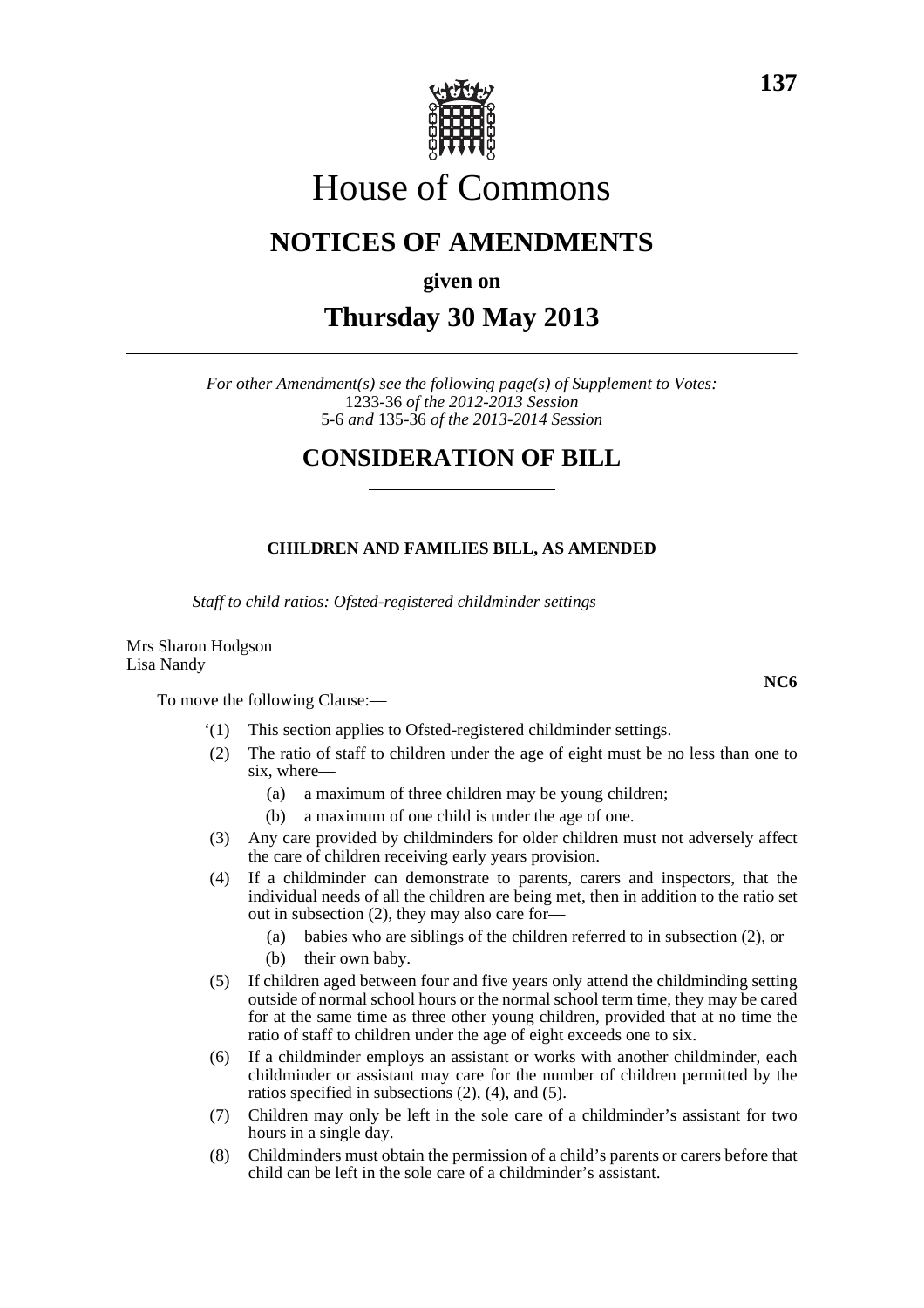# House of Commons

## NOTICES OF AMENDMENTS

**given on**

## Thursday 30 May 2013

*For other Amendment(s) see the following page(s) of Supplement to Votes:*
1233-36 *of the 2012-2013 Session*
5-6 *and* 135-36 *of the 2013-2014 Session*

## CONSIDERATION OF BILL

### CHILDREN AND FAMILIES BILL, AS AMENDED

*Staff to child ratios: Ofsted-registered childminder settings*

Mrs Sharon Hodgson
Lisa Nandy

**NC6**

To move the following Clause:—

'(1) This section applies to Ofsted-registered childminder settings.

(2) The ratio of staff to children under the age of eight must be no less than one to six, where—

- (a) a maximum of three children may be young children;
- (b) a maximum of one child is under the age of one.

(3) Any care provided by childminders for older children must not adversely affect the care of children receiving early years provision.

(4) If a childminder can demonstrate to parents, carers and inspectors, that the individual needs of all the children are being met, then in addition to the ratio set out in subsection (2), they may also care for—

- (a) babies who are siblings of the children referred to in subsection (2), or
- (b) their own baby.

(5) If children aged between four and five years only attend the childminding setting outside of normal school hours or the normal school term time, they may be cared for at the same time as three other young children, provided that at no time the ratio of staff to children under the age of eight exceeds one to six.

(6) If a childminder employs an assistant or works with another childminder, each childminder or assistant may care for the number of children permitted by the ratios specified in subsections (2), (4), and (5).

(7) Children may only be left in the sole care of a childminder's assistant for two hours in a single day.

(8) Childminders must obtain the permission of a child's parents or carers before that child can be left in the sole care of a childminder's assistant.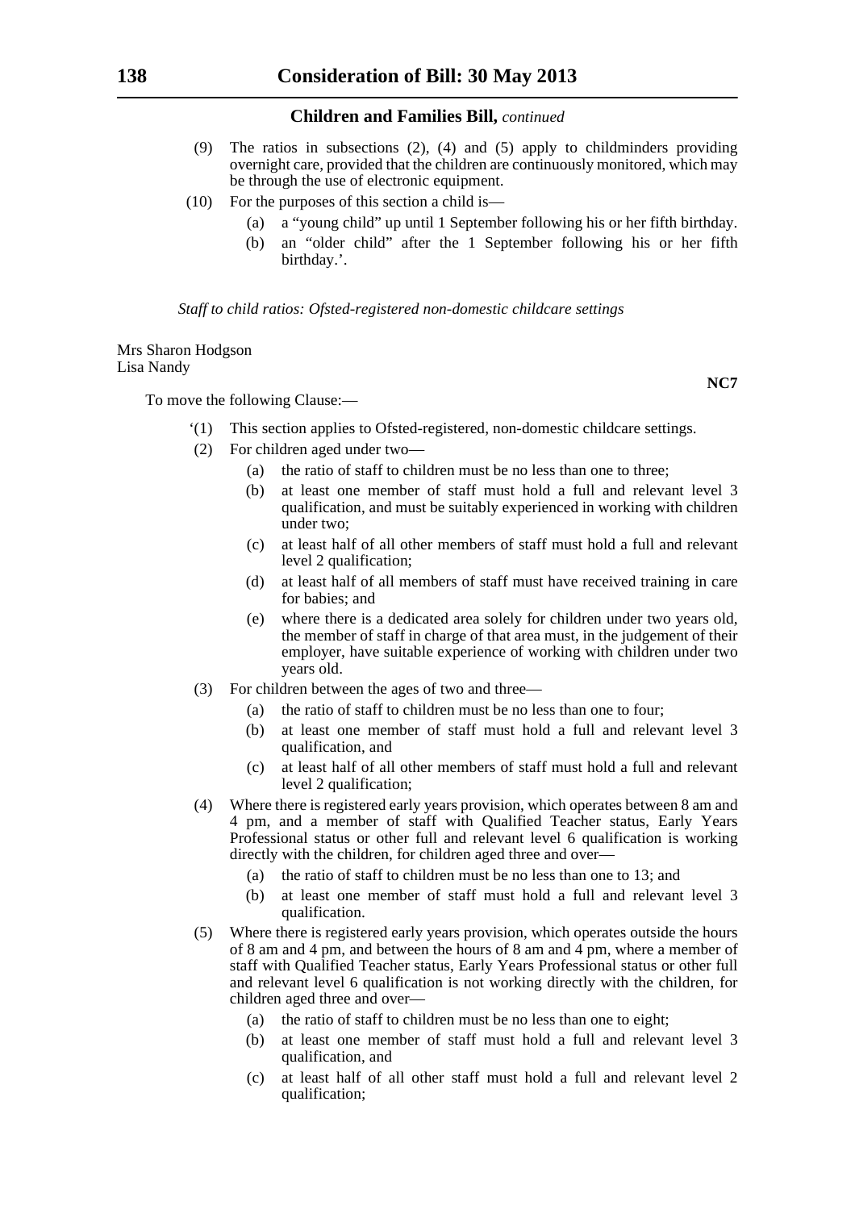(9) The ratios in subsections (2), (4) and (5) apply to childminders providing overnight care, provided that the children are continuously monitored, which may be through the use of electronic equipment.

(10) For the purposes of this section a child is—

(a) a "young child" up until 1 September following his or her fifth birthday.

(b) an "older child" after the 1 September following his or her fifth birthday.'.

*Staff to child ratios: Ofsted-registered non-domestic childcare settings*

Mrs Sharon Hodgson
Lisa Nandy

**NC7**

To move the following Clause:—

'(1) This section applies to Ofsted-registered, non-domestic childcare settings.

(2) For children aged under two—

(a) the ratio of staff to children must be no less than one to three;

(b) at least one member of staff must hold a full and relevant level 3 qualification, and must be suitably experienced in working with children under two;

(c) at least half of all other members of staff must hold a full and relevant level 2 qualification;

(d) at least half of all members of staff must have received training in care for babies; and

(e) where there is a dedicated area solely for children under two years old, the member of staff in charge of that area must, in the judgement of their employer, have suitable experience of working with children under two years old.

(3) For children between the ages of two and three—

(a) the ratio of staff to children must be no less than one to four;

(b) at least one member of staff must hold a full and relevant level 3 qualification, and

(c) at least half of all other members of staff must hold a full and relevant level 2 qualification;

(4) Where there is registered early years provision, which operates between 8 am and 4 pm, and a member of staff with Qualified Teacher status, Early Years Professional status or other full and relevant level 6 qualification is working directly with the children, for children aged three and over—

(a) the ratio of staff to children must be no less than one to 13; and

(b) at least one member of staff must hold a full and relevant level 3 qualification.

(5) Where there is registered early years provision, which operates outside the hours of 8 am and 4 pm, and between the hours of 8 am and 4 pm, where a member of staff with Qualified Teacher status, Early Years Professional status or other full and relevant level 6 qualification is not working directly with the children, for children aged three and over—

(a) the ratio of staff to children must be no less than one to eight;

(b) at least one member of staff must hold a full and relevant level 3 qualification, and

(c) at least half of all other staff must hold a full and relevant level 2 qualification;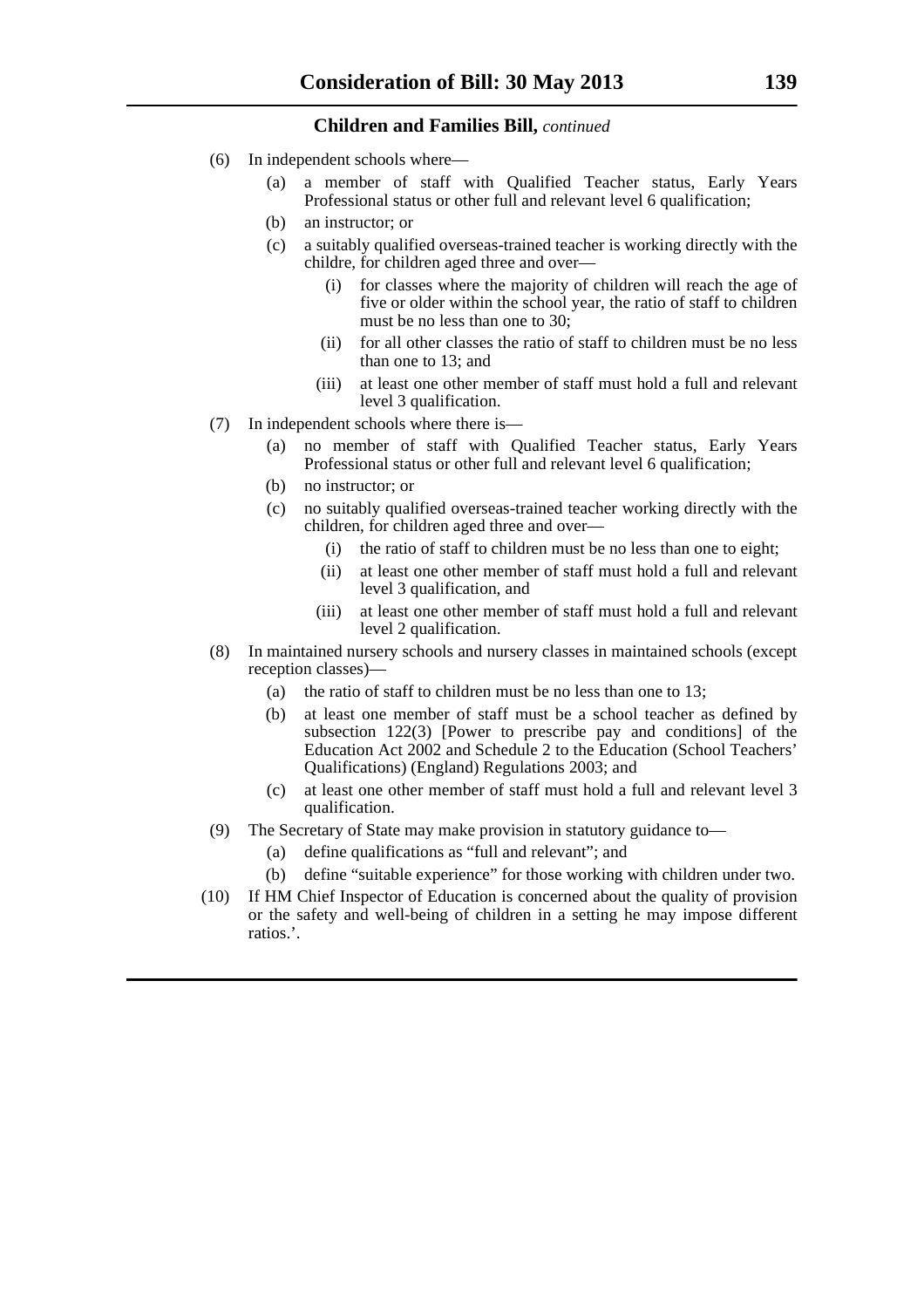(6) In independent schools where—

   (a) a member of staff with Qualified Teacher status, Early Years Professional status or other full and relevant level 6 qualification;

   (b) an instructor; or

   (c) a suitably qualified overseas-trained teacher is working directly with the childre, for children aged three and over—

      (i) for classes where the majority of children will reach the age of five or older within the school year, the ratio of staff to children must be no less than one to 30;

      (ii) for all other classes the ratio of staff to children must be no less than one to 13; and

      (iii) at least one other member of staff must hold a full and relevant level 3 qualification.

(7) In independent schools where there is—

   (a) no member of staff with Qualified Teacher status, Early Years Professional status or other full and relevant level 6 qualification;

   (b) no instructor; or

   (c) no suitably qualified overseas-trained teacher working directly with the children, for children aged three and over—

      (i) the ratio of staff to children must be no less than one to eight;

      (ii) at least one other member of staff must hold a full and relevant level 3 qualification, and

      (iii) at least one other member of staff must hold a full and relevant level 2 qualification.

(8) In maintained nursery schools and nursery classes in maintained schools (except reception classes)—

   (a) the ratio of staff to children must be no less than one to 13;

   (b) at least one member of staff must be a school teacher as defined by subsection 122(3) [Power to prescribe pay and conditions] of the Education Act 2002 and Schedule 2 to the Education (School Teachers' Qualifications) (England) Regulations 2003; and

   (c) at least one other member of staff must hold a full and relevant level 3 qualification.

(9) The Secretary of State may make provision in statutory guidance to—

   (a) define qualifications as "full and relevant"; and

   (b) define "suitable experience" for those working with children under two.

(10) If HM Chief Inspector of Education is concerned about the quality of provision or the safety and well-being of children in a setting he may impose different ratios.'.